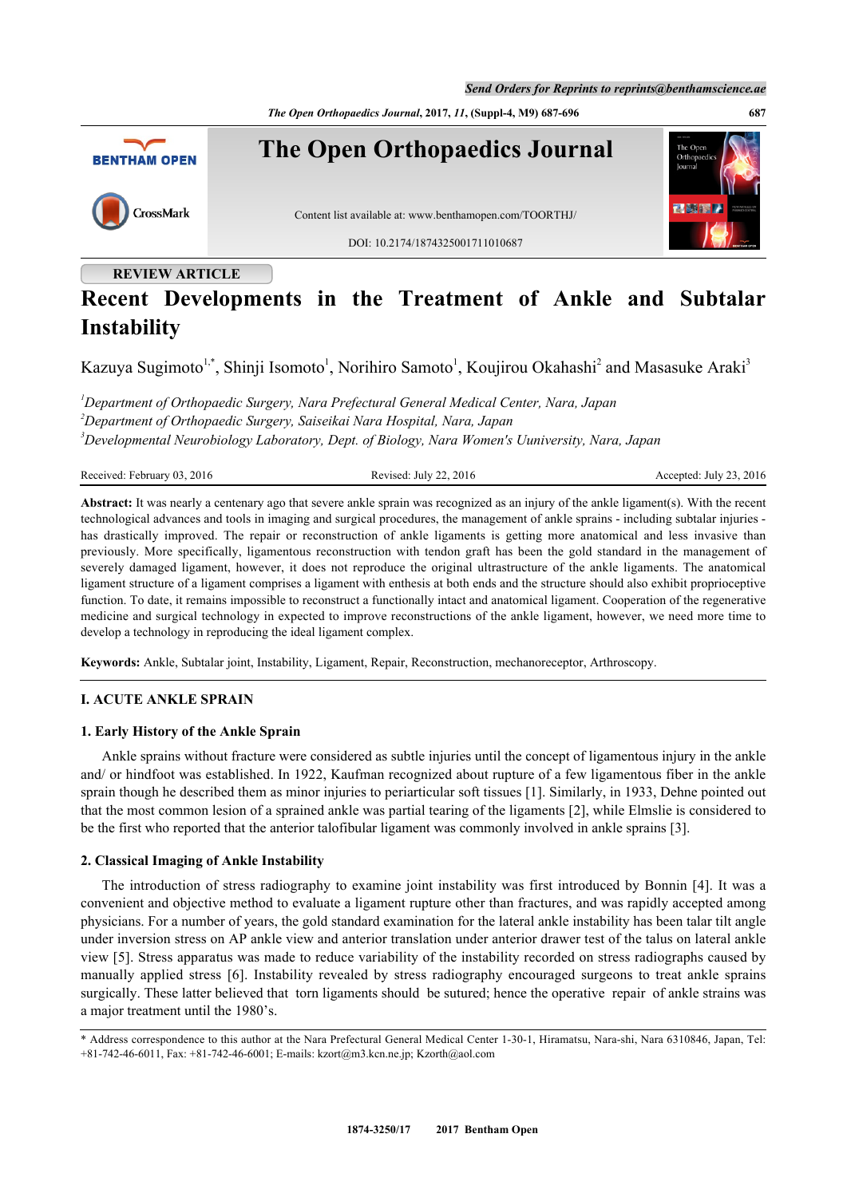REVIEW ARTICLE

# Recent Developments in the Treatment of Ankle and Subtalar Instability

Kazuya Sugimoto[1,*], Shinji Isomoto[1], Norihiro Samoto[1], Koujirou Okahashi[2] and Masasuke Araki[3]

[1]*Department of Orthopaedic Surgery, Nara Prefectural General Medical Center, Nara, Japan*
[2]*Department of Orthopaedic Surgery, Saiseikai Nara Hospital, Nara, Japan*
[3]*Developmental Neurobiology Laboratory, Dept. of Biology, Nara Women's Uuniversity, Nara, Japan*

Received: February 03, 2016 Revised: July 22, 2016 Accepted: July 23, 2016

**Abstract:** It was nearly a centenary ago that severe ankle sprain was recognized as an injury of the ankle ligament(s). With the recent technological advances and tools in imaging and surgical procedures, the management of ankle sprains - including subtalar injuries - has drastically improved. The repair or reconstruction of ankle ligaments is getting more anatomical and less invasive than previously. More specifically, ligamentous reconstruction with tendon graft has been the gold standard in the management of severely damaged ligament, however, it does not reproduce the original ultrastructure of the ankle ligaments. The anatomical ligament structure of a ligament comprises a ligament with enthesis at both ends and the structure should also exhibit proprioceptive function. To date, it remains impossible to reconstruct a functionally intact and anatomical ligament. Cooperation of the regenerative medicine and surgical technology in expected to improve reconstructions of the ankle ligament, however, we need more time to develop a technology in reproducing the ideal ligament complex.

**Keywords:** Ankle, Subtalar joint, Instability, Ligament, Repair, Reconstruction, mechanoreceptor, Arthroscopy.

## I. ACUTE ANKLE SPRAIN

### 1. Early History of the Ankle Sprain

Ankle sprains without fracture were considered as subtle injuries until the concept of ligamentous injury in the ankle and/ or hindfoot was established. In 1922, Kaufman recognized about rupture of a few ligamentous fiber in the ankle sprain though he described them as minor injuries to periarticular soft tissues [1]. Similarly, in 1933, Dehne pointed out that the most common lesion of a sprained ankle was partial tearing of the ligaments [2], while Elmslie is considered to be the first who reported that the anterior talofibular ligament was commonly involved in ankle sprains [3].

### 2. Classical Imaging of Ankle Instability

The introduction of stress radiography to examine joint instability was first introduced by Bonnin [4]. It was a convenient and objective method to evaluate a ligament rupture other than fractures, and was rapidly accepted among physicians. For a number of years, the gold standard examination for the lateral ankle instability has been talar tilt angle under inversion stress on AP ankle view and anterior translation under anterior drawer test of the talus on lateral ankle view [5]. Stress apparatus was made to reduce variability of the instability recorded on stress radiographs caused by manually applied stress [6]. Instability revealed by stress radiography encouraged surgeons to treat ankle sprains surgically. These latter believed that torn ligaments should be sutured; hence the operative repair of ankle strains was a major treatment until the 1980's.

\* Address correspondence to this author at the Nara Prefectural General Medical Center 1-30-1, Hiramatsu, Nara-shi, Nara 6310846, Japan, Tel: +81-742-46-6011, Fax: +81-742-46-6001; E-mails: kzort@m3.kcn.ne.jp; Kzorth@aol.com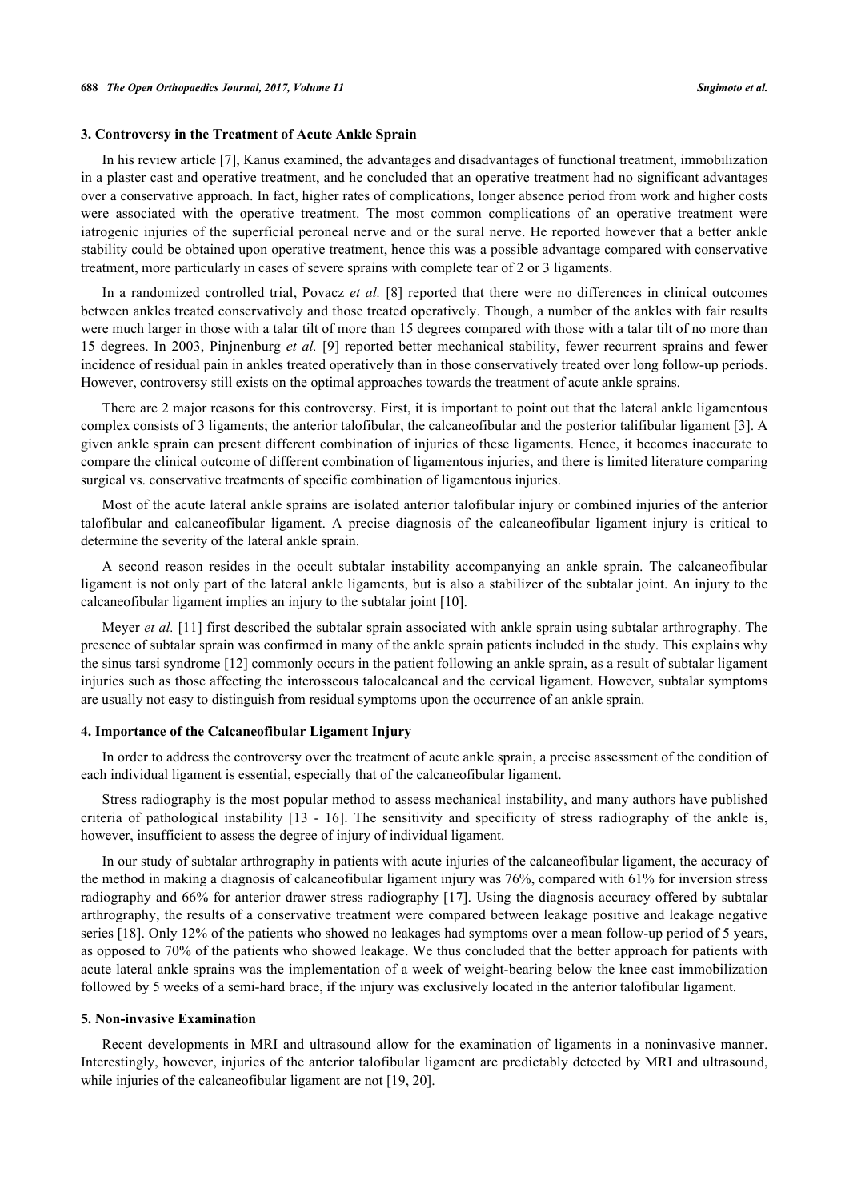## 3. Controversy in the Treatment of Acute Ankle Sprain

In his review article [7], Kanus examined, the advantages and disadvantages of functional treatment, immobilization in a plaster cast and operative treatment, and he concluded that an operative treatment had no significant advantages over a conservative approach. In fact, higher rates of complications, longer absence period from work and higher costs were associated with the operative treatment. The most common complications of an operative treatment were iatrogenic injuries of the superficial peroneal nerve and or the sural nerve. He reported however that a better ankle stability could be obtained upon operative treatment, hence this was a possible advantage compared with conservative treatment, more particularly in cases of severe sprains with complete tear of 2 or 3 ligaments.

In a randomized controlled trial, Povacz *et al.* [8] reported that there were no differences in clinical outcomes between ankles treated conservatively and those treated operatively. Though, a number of the ankles with fair results were much larger in those with a talar tilt of more than 15 degrees compared with those with a talar tilt of no more than 15 degrees. In 2003, Pinjnenburg *et al.* [9] reported better mechanical stability, fewer recurrent sprains and fewer incidence of residual pain in ankles treated operatively than in those conservatively treated over long follow-up periods. However, controversy still exists on the optimal approaches towards the treatment of acute ankle sprains.

There are 2 major reasons for this controversy. First, it is important to point out that the lateral ankle ligamentous complex consists of 3 ligaments; the anterior talofibular, the calcaneofibular and the posterior talifibular ligament [3]. A given ankle sprain can present different combination of injuries of these ligaments. Hence, it becomes inaccurate to compare the clinical outcome of different combination of ligamentous injuries, and there is limited literature comparing surgical vs. conservative treatments of specific combination of ligamentous injuries.

Most of the acute lateral ankle sprains are isolated anterior talofibular injury or combined injuries of the anterior talofibular and calcaneofibular ligament. A precise diagnosis of the calcaneofibular ligament injury is critical to determine the severity of the lateral ankle sprain.

A second reason resides in the occult subtalar instability accompanying an ankle sprain. The calcaneofibular ligament is not only part of the lateral ankle ligaments, but is also a stabilizer of the subtalar joint. An injury to the calcaneofibular ligament implies an injury to the subtalar joint [10].

Meyer *et al.* [11] first described the subtalar sprain associated with ankle sprain using subtalar arthrography. The presence of subtalar sprain was confirmed in many of the ankle sprain patients included in the study. This explains why the sinus tarsi syndrome [12] commonly occurs in the patient following an ankle sprain, as a result of subtalar ligament injuries such as those affecting the interosseous talocalcaneal and the cervical ligament. However, subtalar symptoms are usually not easy to distinguish from residual symptoms upon the occurrence of an ankle sprain.

## 4. Importance of the Calcaneofibular Ligament Injury

In order to address the controversy over the treatment of acute ankle sprain, a precise assessment of the condition of each individual ligament is essential, especially that of the calcaneofibular ligament.

Stress radiography is the most popular method to assess mechanical instability, and many authors have published criteria of pathological instability [13 - 16]. The sensitivity and specificity of stress radiography of the ankle is, however, insufficient to assess the degree of injury of individual ligament.

In our study of subtalar arthrography in patients with acute injuries of the calcaneofibular ligament, the accuracy of the method in making a diagnosis of calcaneofibular ligament injury was 76%, compared with 61% for inversion stress radiography and 66% for anterior drawer stress radiography [17]. Using the diagnosis accuracy offered by subtalar arthrography, the results of a conservative treatment were compared between leakage positive and leakage negative series [18]. Only 12% of the patients who showed no leakages had symptoms over a mean follow-up period of 5 years, as opposed to 70% of the patients who showed leakage. We thus concluded that the better approach for patients with acute lateral ankle sprains was the implementation of a week of weight-bearing below the knee cast immobilization followed by 5 weeks of a semi-hard brace, if the injury was exclusively located in the anterior talofibular ligament.

## 5. Non-invasive Examination

Recent developments in MRI and ultrasound allow for the examination of ligaments in a noninvasive manner. Interestingly, however, injuries of the anterior talofibular ligament are predictably detected by MRI and ultrasound, while injuries of the calcaneofibular ligament are not [19, 20].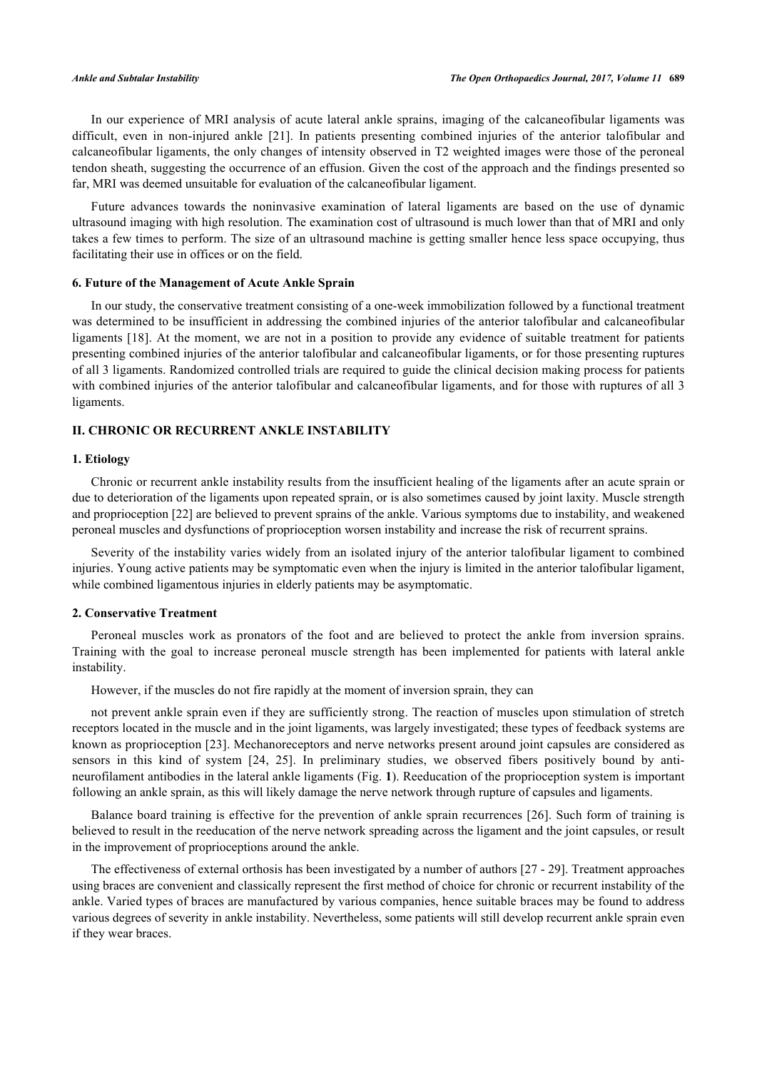In our experience of MRI analysis of acute lateral ankle sprains, imaging of the calcaneofibular ligaments was difficult, even in non-injured ankle [21]. In patients presenting combined injuries of the anterior talofibular and calcaneofibular ligaments, the only changes of intensity observed in T2 weighted images were those of the peroneal tendon sheath, suggesting the occurrence of an effusion. Given the cost of the approach and the findings presented so far, MRI was deemed unsuitable for evaluation of the calcaneofibular ligament.

Future advances towards the noninvasive examination of lateral ligaments are based on the use of dynamic ultrasound imaging with high resolution. The examination cost of ultrasound is much lower than that of MRI and only takes a few times to perform. The size of an ultrasound machine is getting smaller hence less space occupying, thus facilitating their use in offices or on the field.

### 6. Future of the Management of Acute Ankle Sprain

In our study, the conservative treatment consisting of a one-week immobilization followed by a functional treatment was determined to be insufficient in addressing the combined injuries of the anterior talofibular and calcaneofibular ligaments [18]. At the moment, we are not in a position to provide any evidence of suitable treatment for patients presenting combined injuries of the anterior talofibular and calcaneofibular ligaments, or for those presenting ruptures of all 3 ligaments. Randomized controlled trials are required to guide the clinical decision making process for patients with combined injuries of the anterior talofibular and calcaneofibular ligaments, and for those with ruptures of all 3 ligaments.

## II. CHRONIC OR RECURRENT ANKLE INSTABILITY

### 1. Etiology

Chronic or recurrent ankle instability results from the insufficient healing of the ligaments after an acute sprain or due to deterioration of the ligaments upon repeated sprain, or is also sometimes caused by joint laxity. Muscle strength and proprioception [22] are believed to prevent sprains of the ankle. Various symptoms due to instability, and weakened peroneal muscles and dysfunctions of proprioception worsen instability and increase the risk of recurrent sprains.

Severity of the instability varies widely from an isolated injury of the anterior talofibular ligament to combined injuries. Young active patients may be symptomatic even when the injury is limited in the anterior talofibular ligament, while combined ligamentous injuries in elderly patients may be asymptomatic.

### 2. Conservative Treatment

Peroneal muscles work as pronators of the foot and are believed to protect the ankle from inversion sprains. Training with the goal to increase peroneal muscle strength has been implemented for patients with lateral ankle instability.

However, if the muscles do not fire rapidly at the moment of inversion sprain, they can not prevent ankle sprain even if they are sufficiently strong. The reaction of muscles upon stimulation of stretch receptors located in the muscle and in the joint ligaments, was largely investigated; these types of feedback systems are known as proprioception [23]. Mechanoreceptors and nerve networks present around joint capsules are considered as sensors in this kind of system [24, 25]. In preliminary studies, we observed fibers positively bound by anti-neurofilament antibodies in the lateral ankle ligaments (Fig. **1**). Reeducation of the proprioception system is important following an ankle sprain, as this will likely damage the nerve network through rupture of capsules and ligaments.

Balance board training is effective for the prevention of ankle sprain recurrences [26]. Such form of training is believed to result in the reeducation of the nerve network spreading across the ligament and the joint capsules, or result in the improvement of proprioceptions around the ankle.

The effectiveness of external orthosis has been investigated by a number of authors [27 - 29]. Treatment approaches using braces are convenient and classically represent the first method of choice for chronic or recurrent instability of the ankle. Varied types of braces are manufactured by various companies, hence suitable braces may be found to address various degrees of severity in ankle instability. Nevertheless, some patients will still develop recurrent ankle sprain even if they wear braces.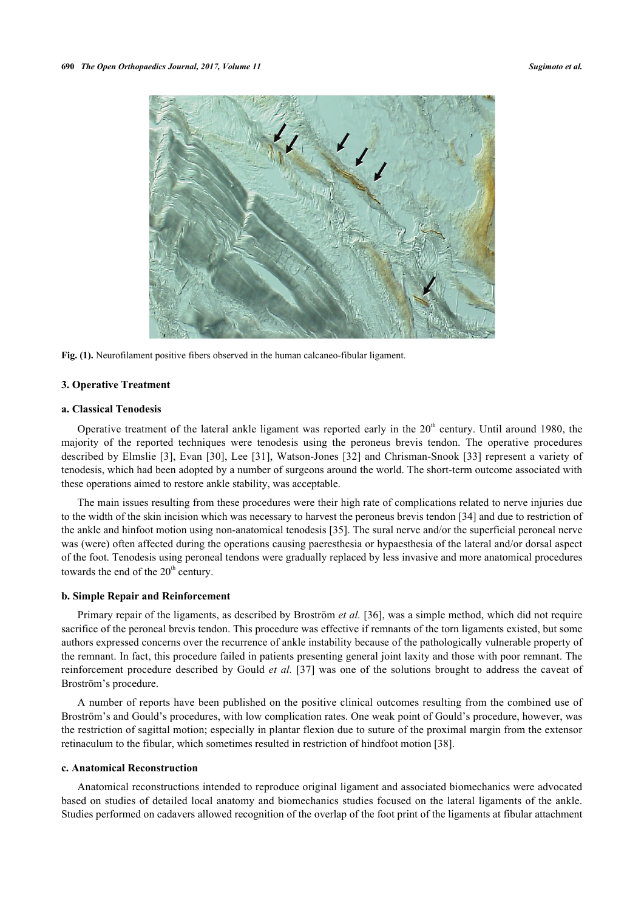**Fig. (1).** Neurofilament positive fibers observed in the human calcaneo-fibular ligament.

## 3. Operative Treatment

### a. Classical Tenodesis

Operative treatment of the lateral ankle ligament was reported early in the 20th century. Until around 1980, the majority of the reported techniques were tenodesis using the peroneus brevis tendon. The operative procedures described by Elmslie [3], Evan [30], Lee [31], Watson-Jones [32] and Chrisman-Snook [33] represent a variety of tenodesis, which had been adopted by a number of surgeons around the world. The short-term outcome associated with these operations aimed to restore ankle stability, was acceptable.

The main issues resulting from these procedures were their high rate of complications related to nerve injuries due to the width of the skin incision which was necessary to harvest the peroneus brevis tendon [34] and due to restriction of the ankle and hinfoot motion using non-anatomical tenodesis [35]. The sural nerve and/or the superficial peroneal nerve was (were) often affected during the operations causing paeresthesia or hypaesthesia of the lateral and/or dorsal aspect of the foot. Tenodesis using peroneal tendons were gradually replaced by less invasive and more anatomical procedures towards the end of the 20th century.

### b. Simple Repair and Reinforcement

Primary repair of the ligaments, as described by Broström *et al.* [36], was a simple method, which did not require sacrifice of the peroneal brevis tendon. This procedure was effective if remnants of the torn ligaments existed, but some authors expressed concerns over the recurrence of ankle instability because of the pathologically vulnerable property of the remnant. In fact, this procedure failed in patients presenting general joint laxity and those with poor remnant. The reinforcement procedure described by Gould *et al.* [37] was one of the solutions brought to address the caveat of Broström's procedure.

A number of reports have been published on the positive clinical outcomes resulting from the combined use of Broström's and Gould's procedures, with low complication rates. One weak point of Gould's procedure, however, was the restriction of sagittal motion; especially in plantar flexion due to suture of the proximal margin from the extensor retinaculum to the fibular, which sometimes resulted in restriction of hindfoot motion [38].

### c. Anatomical Reconstruction

Anatomical reconstructions intended to reproduce original ligament and associated biomechanics were advocated based on studies of detailed local anatomy and biomechanics studies focused on the lateral ligaments of the ankle. Studies performed on cadavers allowed recognition of the overlap of the foot print of the ligaments at fibular attachment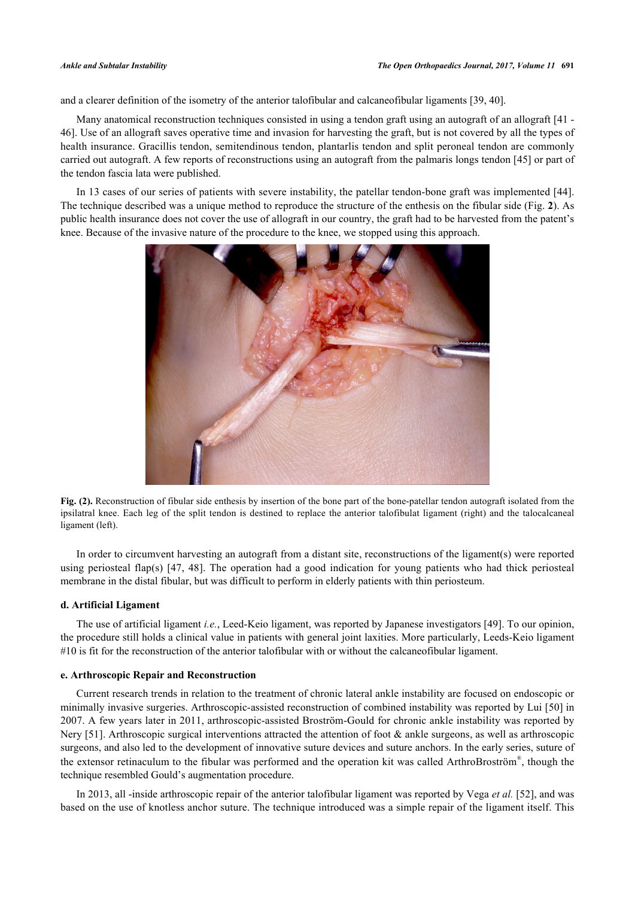and a clearer definition of the isometry of the anterior talofibular and calcaneofibular ligaments [39, 40].

Many anatomical reconstruction techniques consisted in using a tendon graft using an autograft of an allograft [41 - 46]. Use of an allograft saves operative time and invasion for harvesting the graft, but is not covered by all the types of health insurance. Gracillis tendon, semitendinous tendon, plantaris tendon and split peroneal tendon are commonly carried out autograft. A few reports of reconstructions using an autograft from the palmaris longs tendon [45] or part of the tendon fascia lata were published.

In 13 cases of our series of patients with severe instability, the patellar tendon-bone graft was implemented [44]. The technique described was a unique method to reproduce the structure of the enthesis on the fibular side (Fig. **2**). As public health insurance does not cover the use of allograft in our country, the graft had to be harvested from the patent's knee. Because of the invasive nature of the procedure to the knee, we stopped using this approach.

**Fig. (2).** Reconstruction of fibular side enthesis by insertion of the bone part of the bone-patellar tendon autograft isolated from the ipsilatral knee. Each leg of the split tendon is destined to replace the anterior talofibulat ligament (right) and the talocalcaneal ligament (left).

In order to circumvent harvesting an autograft from a distant site, reconstructions of the ligament(s) were reported using periosteal flap(s) [47, 48]. The operation had a good indication for young patients who had thick periosteal membrane in the distal fibular, but was difficult to perform in elderly patients with thin periosteum.

#### d. Artificial Ligament

The use of artificial ligament *i.e.*, Leed-Keio ligament, was reported by Japanese investigators [49]. To our opinion, the procedure still holds a clinical value in patients with general joint laxities. More particularly, Leeds-Keio ligament #10 is fit for the reconstruction of the anterior talofibular with or without the calcaneofibular ligament.

#### e. Arthroscopic Repair and Reconstruction

Current research trends in relation to the treatment of chronic lateral ankle instability are focused on endoscopic or minimally invasive surgeries. Arthroscopic-assisted reconstruction of combined instability was reported by Lui [50] in 2007. A few years later in 2011, arthroscopic-assisted Broström-Gould for chronic ankle instability was reported by Nery [51]. Arthroscopic surgical interventions attracted the attention of foot & ankle surgeons, as well as arthroscopic surgeons, and also led to the development of innovative suture devices and suture anchors. In the early series, suture of the extensor retinaculum to the fibular was performed and the operation kit was called ArthroBroström®, though the technique resembled Gould's augmentation procedure.

In 2013, all -inside arthroscopic repair of the anterior talofibular ligament was reported by Vega *et al.* [52], and was based on the use of knotless anchor suture. The technique introduced was a simple repair of the ligament itself. This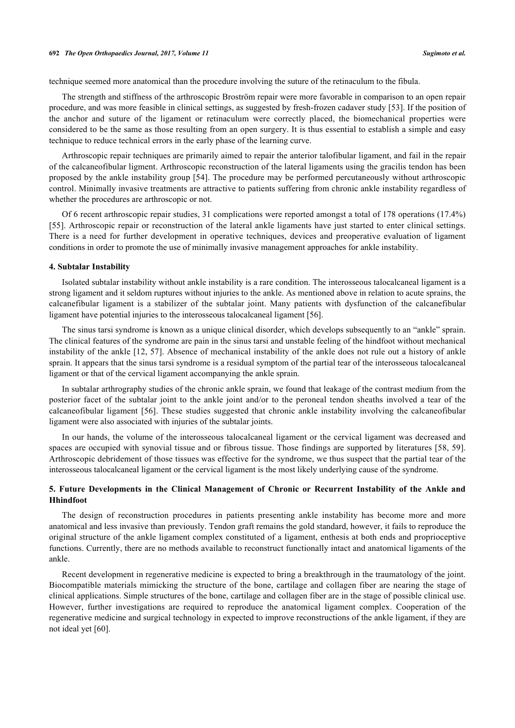technique seemed more anatomical than the procedure involving the suture of the retinaculum to the fibula.

The strength and stiffness of the arthroscopic Broström repair were more favorable in comparison to an open repair procedure, and was more feasible in clinical settings, as suggested by fresh-frozen cadaver study [53]. If the position of the anchor and suture of the ligament or retinaculum were correctly placed, the biomechanical properties were considered to be the same as those resulting from an open surgery. It is thus essential to establish a simple and easy technique to reduce technical errors in the early phase of the learning curve.

Arthroscopic repair techniques are primarily aimed to repair the anterior talofibular ligament, and fail in the repair of the calcaneofibular ligment. Arthroscopic reconstruction of the lateral ligaments using the gracilis tendon has been proposed by the ankle instability group [54]. The procedure may be performed percutaneously without arthroscopic control. Minimally invasive treatments are attractive to patients suffering from chronic ankle instability regardless of whether the procedures are arthroscopic or not.

Of 6 recent arthroscopic repair studies, 31 complications were reported amongst a total of 178 operations (17.4%) [55]. Arthroscopic repair or reconstruction of the lateral ankle ligaments have just started to enter clinical settings. There is a need for further development in operative techniques, devices and preoperative evaluation of ligament conditions in order to promote the use of minimally invasive management approaches for ankle instability.

#### 4. Subtalar Instability

Isolated subtalar instability without ankle instability is a rare condition. The interosseous talocalcaneal ligament is a strong ligament and it seldom ruptures without injuries to the ankle. As mentioned above in relation to acute sprains, the calcanefibular ligament is a stabilizer of the subtalar joint. Many patients with dysfunction of the calcanefibular ligament have potential injuries to the interosseous talocalcaneal ligament [56].

The sinus tarsi syndrome is known as a unique clinical disorder, which develops subsequently to an "ankle" sprain. The clinical features of the syndrome are pain in the sinus tarsi and unstable feeling of the hindfoot without mechanical instability of the ankle [12, 57]. Absence of mechanical instability of the ankle does not rule out a history of ankle sprain. It appears that the sinus tarsi syndrome is a residual symptom of the partial tear of the interosseous talocalcaneal ligament or that of the cervical ligament accompanying the ankle sprain.

In subtalar arthrography studies of the chronic ankle sprain, we found that leakage of the contrast medium from the posterior facet of the subtalar joint to the ankle joint and/or to the peroneal tendon sheaths involved a tear of the calcaneofibular ligament [56]. These studies suggested that chronic ankle instability involving the calcaneofibular ligament were also associated with injuries of the subtalar joints.

In our hands, the volume of the interosseous talocalcaneal ligament or the cervical ligament was decreased and spaces are occupied with synovial tissue and or fibrous tissue. Those findings are supported by literatures [58, 59]. Arthroscopic debridement of those tissues was effective for the syndrome, we thus suspect that the partial tear of the interosseous talocalcaneal ligament or the cervical ligament is the most likely underlying cause of the syndrome.

#### 5. Future Developments in the Clinical Management of Chronic or Recurrent Instability of the Ankle and Hhindfoot

The design of reconstruction procedures in patients presenting ankle instability has become more and more anatomical and less invasive than previously. Tendon graft remains the gold standard, however, it fails to reproduce the original structure of the ankle ligament complex constituted of a ligament, enthesis at both ends and proprioceptive functions. Currently, there are no methods available to reconstruct functionally intact and anatomical ligaments of the ankle.

Recent development in regenerative medicine is expected to bring a breakthrough in the traumatology of the joint. Biocompatible materials mimicking the structure of the bone, cartilage and collagen fiber are nearing the stage of clinical applications. Simple structures of the bone, cartilage and collagen fiber are in the stage of possible clinical use. However, further investigations are required to reproduce the anatomical ligament complex. Cooperation of the regenerative medicine and surgical technology in expected to improve reconstructions of the ankle ligament, if they are not ideal yet [60].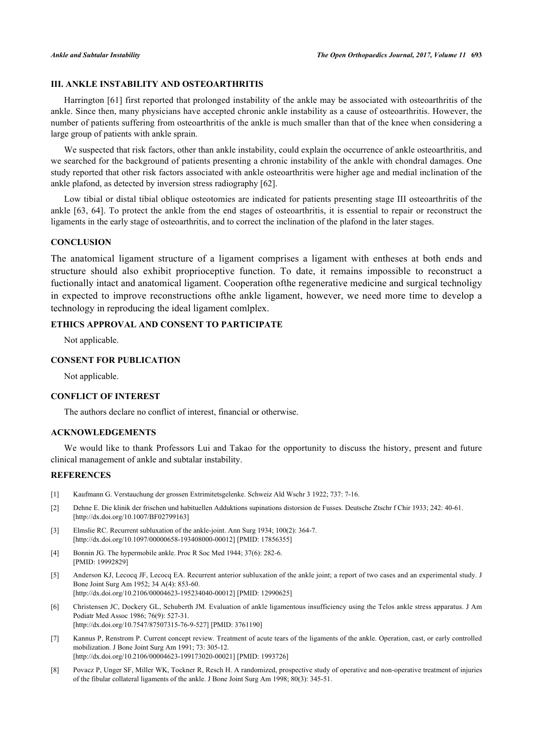## III. ANKLE INSTABILITY AND OSTEOARTHRITIS

Harrington [61] first reported that prolonged instability of the ankle may be associated with osteoarthritis of the ankle. Since then, many physicians have accepted chronic ankle instability as a cause of osteoarthritis. However, the number of patients suffering from osteoarthritis of the ankle is much smaller than that of the knee when considering a large group of patients with ankle sprain.

We suspected that risk factors, other than ankle instability, could explain the occurrence of ankle osteoarthritis, and we searched for the background of patients presenting a chronic instability of the ankle with chondral damages. One study reported that other risk factors associated with ankle osteoarthritis were higher age and medial inclination of the ankle plafond, as detected by inversion stress radiography [62].

Low tibial or distal tibial oblique osteotomies are indicated for patients presenting stage III osteoarthritis of the ankle [63, 64]. To protect the ankle from the end stages of osteoarthritis, it is essential to repair or reconstruct the ligaments in the early stage of osteoarthritis, and to correct the inclination of the plafond in the later stages.

## CONCLUSION

The anatomical ligament structure of a ligament comprises a ligament with entheses at both ends and structure should also exhibit proprioceptive function. To date, it remains impossible to reconstruct a fuctionally intact and anatomical ligament. Cooperation ofthe regenerative medicine and surgical technoligy in expected to improve reconstructions ofthe ankle ligament, however, we need more time to develop a technology in reproducing the ideal ligament comlplex.

## ETHICS APPROVAL AND CONSENT TO PARTICIPATE

Not applicable.

## CONSENT FOR PUBLICATION

Not applicable.

## CONFLICT OF INTEREST

The authors declare no conflict of interest, financial or otherwise.

## ACKNOWLEDGEMENTS

We would like to thank Professors Lui and Takao for the opportunity to discuss the history, present and future clinical management of ankle and subtalar instability.

## REFERENCES

[1] Kaufmann G. Verstauchung der grossen Extrimitetsgelenke. Schweiz Ald Wschr 3 1922; 737: 7-16.

[2] Dehne E. Die klinik der frischen und habituellen Adduktions supinations distorsion de Fusses. Deutsche Ztschr f Chir 1933; 242: 40-61. [http://dx.doi.org/10.1007/BF02799163]

[3] Elmslie RC. Recurrent subluxation of the ankle-joint. Ann Surg 1934; 100(2): 364-7. [http://dx.doi.org/10.1097/00000658-193408000-00012] [PMID: 17856355]

[4] Bonnin JG. The hypermobile ankle. Proc R Soc Med 1944; 37(6): 282-6. [PMID: 19992829]

[5] Anderson KJ, Lecocq JF, Lecocq EA. Recurrent anterior subluxation of the ankle joint; a report of two cases and an experimental study. J Bone Joint Surg Am 1952; 34 A(4): 853-60. [http://dx.doi.org/10.2106/00004623-195234040-00012] [PMID: 12990625]

[6] Christensen JC, Dockery GL, Schuberth JM. Evaluation of ankle ligamentous insufficiency using the Telos ankle stress apparatus. J Am Podiatr Med Assoc 1986; 76(9): 527-31. [http://dx.doi.org/10.7547/87507315-76-9-527] [PMID: 3761190]

[7] Kannus P, Renstrom P. Current concept review. Treatment of acute tears of the ligaments of the ankle. Operation, cast, or early controlled mobilization. J Bone Joint Surg Am 1991; 73: 305-12. [http://dx.doi.org/10.2106/00004623-199173020-00021] [PMID: 1993726]

[8] Povacz P, Unger SF, Miller WK, Tockner R, Resch H. A randomized, prospective study of operative and non-operative treatment of injuries of the fibular collateral ligaments of the ankle. J Bone Joint Surg Am 1998; 80(3): 345-51.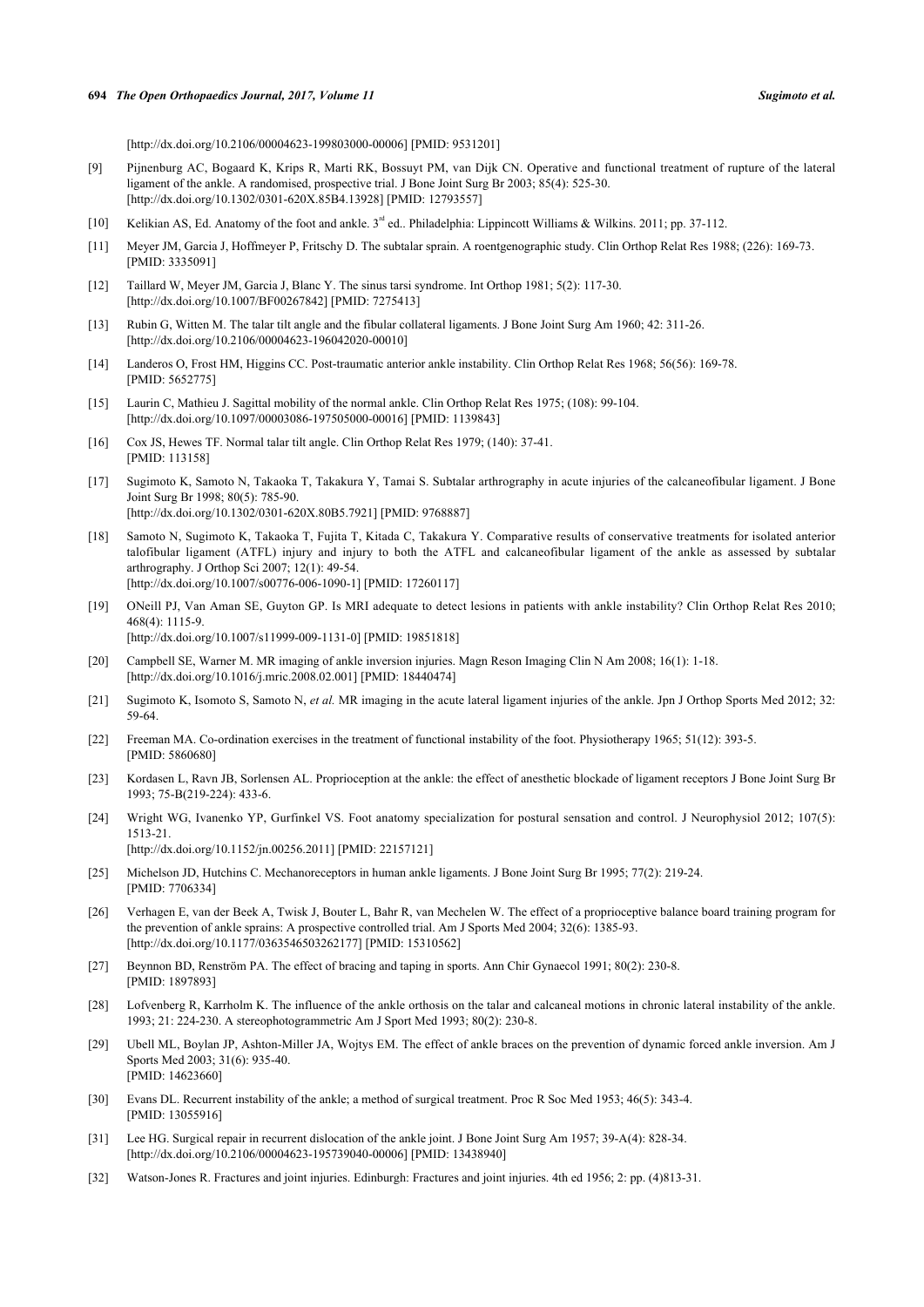[http://dx.doi.org/10.2106/00004623-199803000-00006] [PMID: 9531201]

[9] Pijnenburg AC, Bogaard K, Krips R, Marti RK, Bossuyt PM, van Dijk CN. Operative and functional treatment of rupture of the lateral ligament of the ankle. A randomised, prospective trial. J Bone Joint Surg Br 2003; 85(4): 525-30. [http://dx.doi.org/10.1302/0301-620X.85B4.13928] [PMID: 12793557]

[10] Kelikian AS, Ed. Anatomy of the foot and ankle. 3rd ed.. Philadelphia: Lippincott Williams & Wilkins. 2011; pp. 37-112.

[11] Meyer JM, Garcia J, Hoffmeyer P, Fritschy D. The subtalar sprain. A roentgenographic study. Clin Orthop Relat Res 1988; (226): 169-73. [PMID: 3335091]

[12] Taillard W, Meyer JM, Garcia J, Blanc Y. The sinus tarsi syndrome. Int Orthop 1981; 5(2): 117-30. [http://dx.doi.org/10.1007/BF00267842] [PMID: 7275413]

[13] Rubin G, Witten M. The talar tilt angle and the fibular collateral ligaments. J Bone Joint Surg Am 1960; 42: 311-26. [http://dx.doi.org/10.2106/00004623-196042020-00010]

[14] Landeros O, Frost HM, Higgins CC. Post-traumatic anterior ankle instability. Clin Orthop Relat Res 1968; 56(56): 169-78. [PMID: 5652775]

[15] Laurin C, Mathieu J. Sagittal mobility of the normal ankle. Clin Orthop Relat Res 1975; (108): 99-104. [http://dx.doi.org/10.1097/00003086-197505000-00016] [PMID: 1139843]

[16] Cox JS, Hewes TF. Normal talar tilt angle. Clin Orthop Relat Res 1979; (140): 37-41. [PMID: 113158]

[17] Sugimoto K, Samoto N, Takaoka T, Takakura Y, Tamai S. Subtalar arthrography in acute injuries of the calcaneofibular ligament. J Bone Joint Surg Br 1998; 80(5): 785-90. [http://dx.doi.org/10.1302/0301-620X.80B5.7921] [PMID: 9768887]

[18] Samoto N, Sugimoto K, Takaoka T, Fujita T, Kitada C, Takakura Y. Comparative results of conservative treatments for isolated anterior talofibular ligament (ATFL) injury and injury to both the ATFL and calcaneofibular ligament of the ankle as assessed by subtalar arthrography. J Orthop Sci 2007; 12(1): 49-54. [http://dx.doi.org/10.1007/s00776-006-1090-1] [PMID: 17260117]

[19] ONeill PJ, Van Aman SE, Guyton GP. Is MRI adequate to detect lesions in patients with ankle instability? Clin Orthop Relat Res 2010; 468(4): 1115-9. [http://dx.doi.org/10.1007/s11999-009-1131-0] [PMID: 19851818]

[20] Campbell SE, Warner M. MR imaging of ankle inversion injuries. Magn Reson Imaging Clin N Am 2008; 16(1): 1-18. [http://dx.doi.org/10.1016/j.mric.2008.02.001] [PMID: 18440474]

[21] Sugimoto K, Isomoto S, Samoto N, *et al.* MR imaging in the acute lateral ligament injuries of the ankle. Jpn J Orthop Sports Med 2012; 32: 59-64.

[22] Freeman MA. Co-ordination exercises in the treatment of functional instability of the foot. Physiotherapy 1965; 51(12): 393-5. [PMID: 5860680]

[23] Kordasen L, Ravn JB, Sorlensen AL. Proprioception at the ankle: the effect of anesthetic blockade of ligament receptors J Bone Joint Surg Br 1993; 75-B(219-224): 433-6.

[24] Wright WG, Ivanenko YP, Gurfinkel VS. Foot anatomy specialization for postural sensation and control. J Neurophysiol 2012; 107(5): 1513-21. [http://dx.doi.org/10.1152/jn.00256.2011] [PMID: 22157121]

[25] Michelson JD, Hutchins C. Mechanoreceptors in human ankle ligaments. J Bone Joint Surg Br 1995; 77(2): 219-24. [PMID: 7706334]

[26] Verhagen E, van der Beek A, Twisk J, Bouter L, Bahr R, van Mechelen W. The effect of a proprioceptive balance board training program for the prevention of ankle sprains: A prospective controlled trial. Am J Sports Med 2004; 32(6): 1385-93. [http://dx.doi.org/10.1177/0363546503262177] [PMID: 15310562]

[27] Beynnon BD, Renström PA. The effect of bracing and taping in sports. Ann Chir Gynaecol 1991; 80(2): 230-8. [PMID: 1897893]

[28] Lofvenberg R, Karrholm K. The influence of the ankle orthosis on the talar and calcaneal motions in chronic lateral instability of the ankle. 1993; 21: 224-230. A stereophotogrammetric Am J Sport Med 1993; 80(2): 230-8.

[29] Ubell ML, Boylan JP, Ashton-Miller JA, Wojtys EM. The effect of ankle braces on the prevention of dynamic forced ankle inversion. Am J Sports Med 2003; 31(6): 935-40. [PMID: 14623660]

[30] Evans DL. Recurrent instability of the ankle; a method of surgical treatment. Proc R Soc Med 1953; 46(5): 343-4. [PMID: 13055916]

[31] Lee HG. Surgical repair in recurrent dislocation of the ankle joint. J Bone Joint Surg Am 1957; 39-A(4): 828-34. [http://dx.doi.org/10.2106/00004623-195739040-00006] [PMID: 13438940]

[32] Watson-Jones R. Fractures and joint injuries. Edinburgh: Fractures and joint injuries. 4th ed 1956; 2: pp. (4)813-31.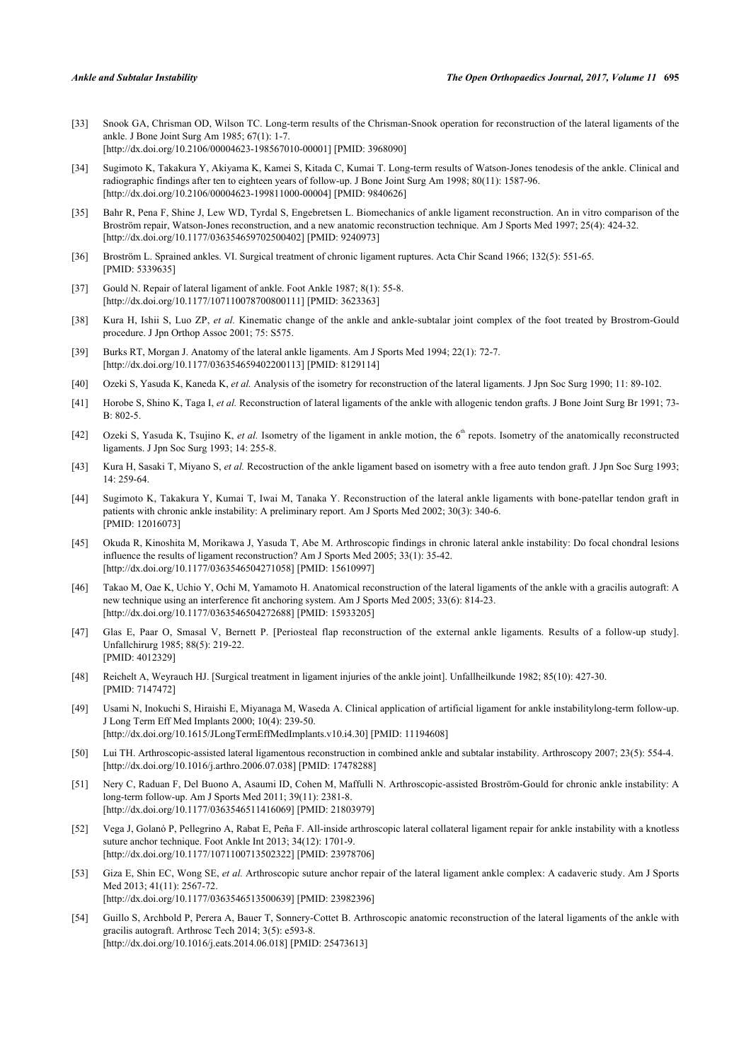[33] Snook GA, Chrisman OD, Wilson TC. Long-term results of the Chrisman-Snook operation for reconstruction of the lateral ligaments of the ankle. J Bone Joint Surg Am 1985; 67(1): 1-7.
[http://dx.doi.org/10.2106/00004623-198567010-00001] [PMID: 3968090]

[34] Sugimoto K, Takakura Y, Akiyama K, Kamei S, Kitada C, Kumai T. Long-term results of Watson-Jones tenodesis of the ankle. Clinical and radiographic findings after ten to eighteen years of follow-up. J Bone Joint Surg Am 1998; 80(11): 1587-96.
[http://dx.doi.org/10.2106/00004623-199811000-00004] [PMID: 9840626]

[35] Bahr R, Pena F, Shine J, Lew WD, Tyrdal S, Engebretsen L. Biomechanics of ankle ligament reconstruction. An in vitro comparison of the Broström repair, Watson-Jones reconstruction, and a new anatomic reconstruction technique. Am J Sports Med 1997; 25(4): 424-32.
[http://dx.doi.org/10.1177/036354659702500402] [PMID: 9240973]

[36] Broström L. Sprained ankles. VI. Surgical treatment of chronic ligament ruptures. Acta Chir Scand 1966; 132(5): 551-65.
[PMID: 5339635]

[37] Gould N. Repair of lateral ligament of ankle. Foot Ankle 1987; 8(1): 55-8.
[http://dx.doi.org/10.1177/107110078700800111] [PMID: 3623363]

[38] Kura H, Ishii S, Luo ZP, *et al.* Kinematic change of the ankle and ankle-subtalar joint complex of the foot treated by Brostrom-Gould procedure. J Jpn Orthop Assoc 2001; 75: S575.

[39] Burks RT, Morgan J. Anatomy of the lateral ankle ligaments. Am J Sports Med 1994; 22(1): 72-7.
[http://dx.doi.org/10.1177/036354659402200113] [PMID: 8129114]

[40] Ozeki S, Yasuda K, Kaneda K, *et al.* Analysis of the isometry for reconstruction of the lateral ligaments. J Jpn Soc Surg 1990; 11: 89-102.

[41] Horobe S, Shino K, Taga I, *et al.* Reconstruction of lateral ligaments of the ankle with allogenic tendon grafts. J Bone Joint Surg Br 1991; 73-B: 802-5.

[42] Ozeki S, Yasuda K, Tsujino K, *et al.* Isometry of the ligament in ankle motion, the 6th repots. Isometry of the anatomically reconstructed ligaments. J Jpn Soc Surg 1993; 14: 255-8.

[43] Kura H, Sasaki T, Miyano S, *et al.* Recostruction of the ankle ligament based on isometry with a free auto tendon graft. J Jpn Soc Surg 1993; 14: 259-64.

[44] Sugimoto K, Takakura Y, Kumai T, Iwai M, Tanaka Y. Reconstruction of the lateral ankle ligaments with bone-patellar tendon graft in patients with chronic ankle instability: A preliminary report. Am J Sports Med 2002; 30(3): 340-6.
[PMID: 12016073]

[45] Okuda R, Kinoshita M, Morikawa J, Yasuda T, Abe M. Arthroscopic findings in chronic lateral ankle instability: Do focal chondral lesions influence the results of ligament reconstruction? Am J Sports Med 2005; 33(1): 35-42.
[http://dx.doi.org/10.1177/0363546504271058] [PMID: 15610997]

[46] Takao M, Oae K, Uchio Y, Ochi M, Yamamoto H. Anatomical reconstruction of the lateral ligaments of the ankle with a gracilis autograft: A new technique using an interference fit anchoring system. Am J Sports Med 2005; 33(6): 814-23.
[http://dx.doi.org/10.1177/0363546504272688] [PMID: 15933205]

[47] Glas E, Paar O, Smasal V, Bernett P. [Periosteal flap reconstruction of the external ankle ligaments. Results of a follow-up study]. Unfallchirurg 1985; 88(5): 219-22.
[PMID: 4012329]

[48] Reichelt A, Weyrauch HJ. [Surgical treatment in ligament injuries of the ankle joint]. Unfallheilkunde 1982; 85(10): 427-30.
[PMID: 7147472]

[49] Usami N, Inokuchi S, Hiraishi E, Miyanaga M, Waseda A. Clinical application of artificial ligament for ankle instabilitylong-term follow-up. J Long Term Eff Med Implants 2000; 10(4): 239-50.
[http://dx.doi.org/10.1615/JLongTermEffMedImplants.v10.i4.30] [PMID: 11194608]

[50] Lui TH. Arthroscopic-assisted lateral ligamentous reconstruction in combined ankle and subtalar instability. Arthroscopy 2007; 23(5): 554-4.
[http://dx.doi.org/10.1016/j.arthro.2006.07.038] [PMID: 17478288]

[51] Nery C, Raduan F, Del Buono A, Asaumi ID, Cohen M, Maffulli N. Arthroscopic-assisted Broström-Gould for chronic ankle instability: A long-term follow-up. Am J Sports Med 2011; 39(11): 2381-8.
[http://dx.doi.org/10.1177/0363546511416069] [PMID: 21803979]

[52] Vega J, Golanó P, Pellegrino A, Rabat E, Peña F. All-inside arthroscopic lateral collateral ligament repair for ankle instability with a knotless suture anchor technique. Foot Ankle Int 2013; 34(12): 1701-9.
[http://dx.doi.org/10.1177/1071100713502322] [PMID: 23978706]

[53] Giza E, Shin EC, Wong SE, *et al.* Arthroscopic suture anchor repair of the lateral ligament ankle complex: A cadaveric study. Am J Sports Med 2013; 41(11): 2567-72.
[http://dx.doi.org/10.1177/0363546513500639] [PMID: 23982396]

[54] Guillo S, Archbold P, Perera A, Bauer T, Sonnery-Cottet B. Arthroscopic anatomic reconstruction of the lateral ligaments of the ankle with gracilis autograft. Arthrosc Tech 2014; 3(5): e593-8.
[http://dx.doi.org/10.1016/j.eats.2014.06.018] [PMID: 25473613]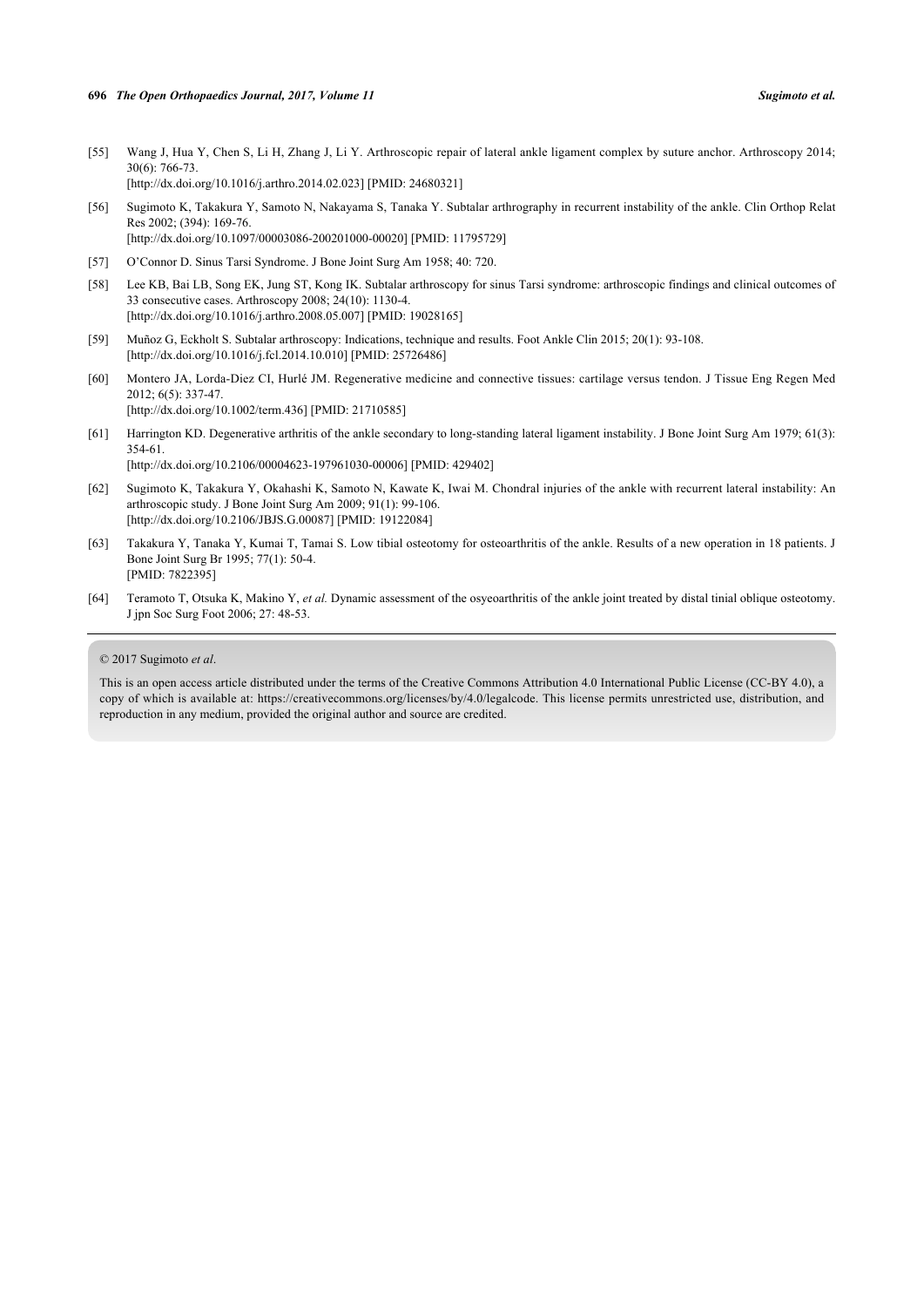[55] Wang J, Hua Y, Chen S, Li H, Zhang J, Li Y. Arthroscopic repair of lateral ankle ligament complex by suture anchor. Arthroscopy 2014; 30(6): 766-73.
[http://dx.doi.org/10.1016/j.arthro.2014.02.023] [PMID: 24680321]

[56] Sugimoto K, Takakura Y, Samoto N, Nakayama S, Tanaka Y. Subtalar arthrography in recurrent instability of the ankle. Clin Orthop Relat Res 2002; (394): 169-76.
[http://dx.doi.org/10.1097/00003086-200201000-00020] [PMID: 11795729]

[57] O'Connor D. Sinus Tarsi Syndrome. J Bone Joint Surg Am 1958; 40: 720.

[58] Lee KB, Bai LB, Song EK, Jung ST, Kong IK. Subtalar arthroscopy for sinus Tarsi syndrome: arthroscopic findings and clinical outcomes of 33 consecutive cases. Arthroscopy 2008; 24(10): 1130-4.
[http://dx.doi.org/10.1016/j.arthro.2008.05.007] [PMID: 19028165]

[59] Muñoz G, Eckholt S. Subtalar arthroscopy: Indications, technique and results. Foot Ankle Clin 2015; 20(1): 93-108.
[http://dx.doi.org/10.1016/j.fcl.2014.10.010] [PMID: 25726486]

[60] Montero JA, Lorda-Diez CI, Hurlé JM. Regenerative medicine and connective tissues: cartilage versus tendon. J Tissue Eng Regen Med 2012; 6(5): 337-47.
[http://dx.doi.org/10.1002/term.436] [PMID: 21710585]

[61] Harrington KD. Degenerative arthritis of the ankle secondary to long-standing lateral ligament instability. J Bone Joint Surg Am 1979; 61(3): 354-61.
[http://dx.doi.org/10.2106/00004623-197961030-00006] [PMID: 429402]

[62] Sugimoto K, Takakura Y, Okahashi K, Samoto N, Kawate K, Iwai M. Chondral injuries of the ankle with recurrent lateral instability: An arthroscopic study. J Bone Joint Surg Am 2009; 91(1): 99-106.
[http://dx.doi.org/10.2106/JBJS.G.00087] [PMID: 19122084]

[63] Takakura Y, Tanaka Y, Kumai T, Tamai S. Low tibial osteotomy for osteoarthritis of the ankle. Results of a new operation in 18 patients. J Bone Joint Surg Br 1995; 77(1): 50-4.
[PMID: 7822395]

[64] Teramoto T, Otsuka K, Makino Y, *et al.* Dynamic assessment of the osyeoarthritis of the ankle joint treated by distal tinial oblique osteotomy. J jpn Soc Surg Foot 2006; 27: 48-53.

© 2017 Sugimoto *et al*.

This is an open access article distributed under the terms of the Creative Commons Attribution 4.0 International Public License (CC-BY 4.0), a copy of which is available at: https://creativecommons.org/licenses/by/4.0/legalcode. This license permits unrestricted use, distribution, and reproduction in any medium, provided the original author and source are credited.